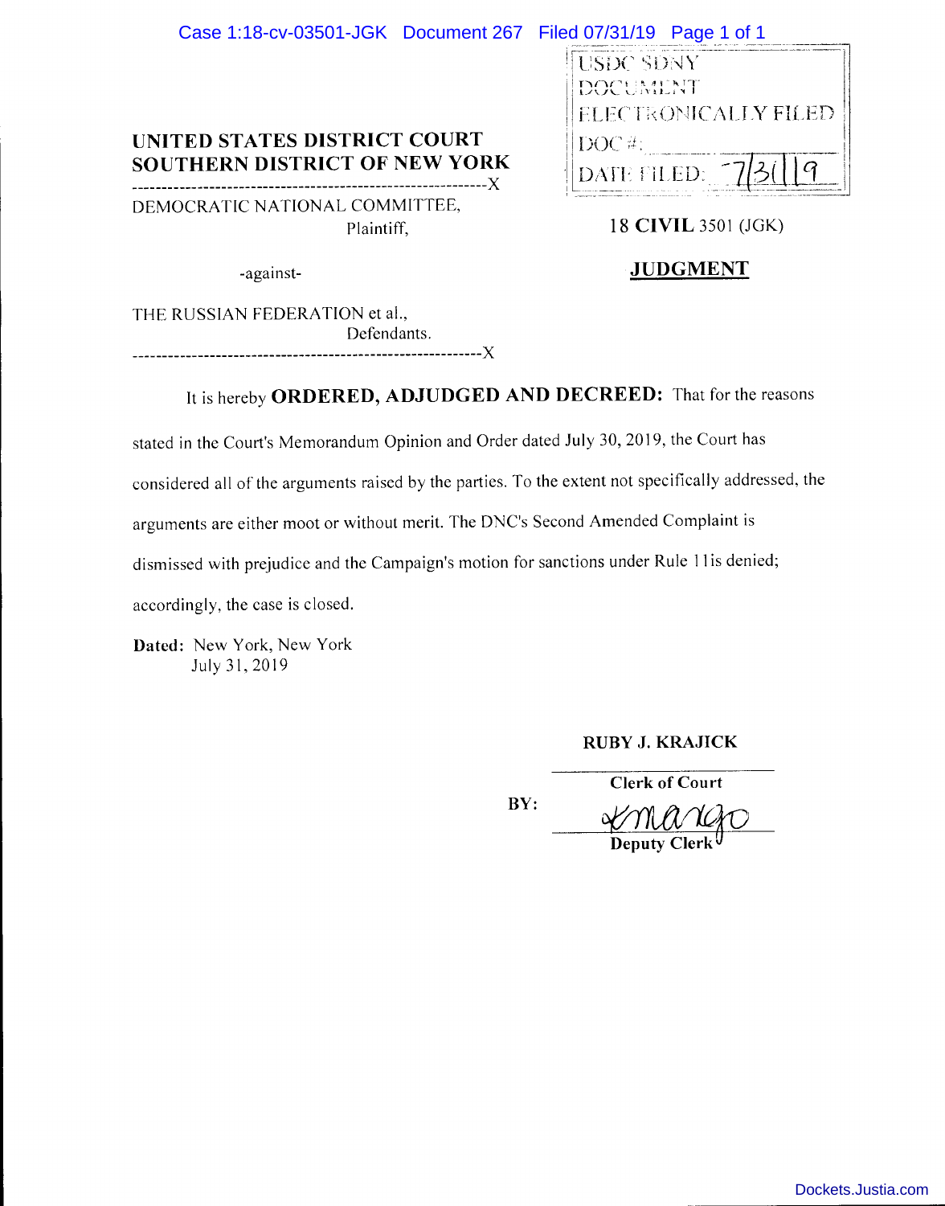USDC SDNY
DOCUMENT
ELECTRONICALLY FILED
DOC #:
DATE FILED: 7/31/19

**UNITED STATES DISTRICT COURT**
**SOUTHERN DISTRICT OF NEW YORK**

DEMOCRATIC NATIONAL COMMITTEE,
Plaintiff,

-against-

THE RUSSIAN FEDERATION et al.,
Defendants.

18 **CIVIL** 3501 (JGK)

**JUDGMENT**

It is hereby **ORDERED, ADJUDGED AND DECREED:** That for the reasons stated in the Court's Memorandum Opinion and Order dated July 30, 2019, the Court has considered all of the arguments raised by the parties. To the extent not specifically addressed, the arguments are either moot or without merit. The DNC's Second Amended Complaint is dismissed with prejudice and the Campaign's motion for sanctions under Rule 11is denied; accordingly, the case is closed.

**Dated:** New York, New York
July 31, 2019

**RUBY J. KRAJICK**

**Clerk of Court**

**BY:** K Mango
**Deputy Clerk**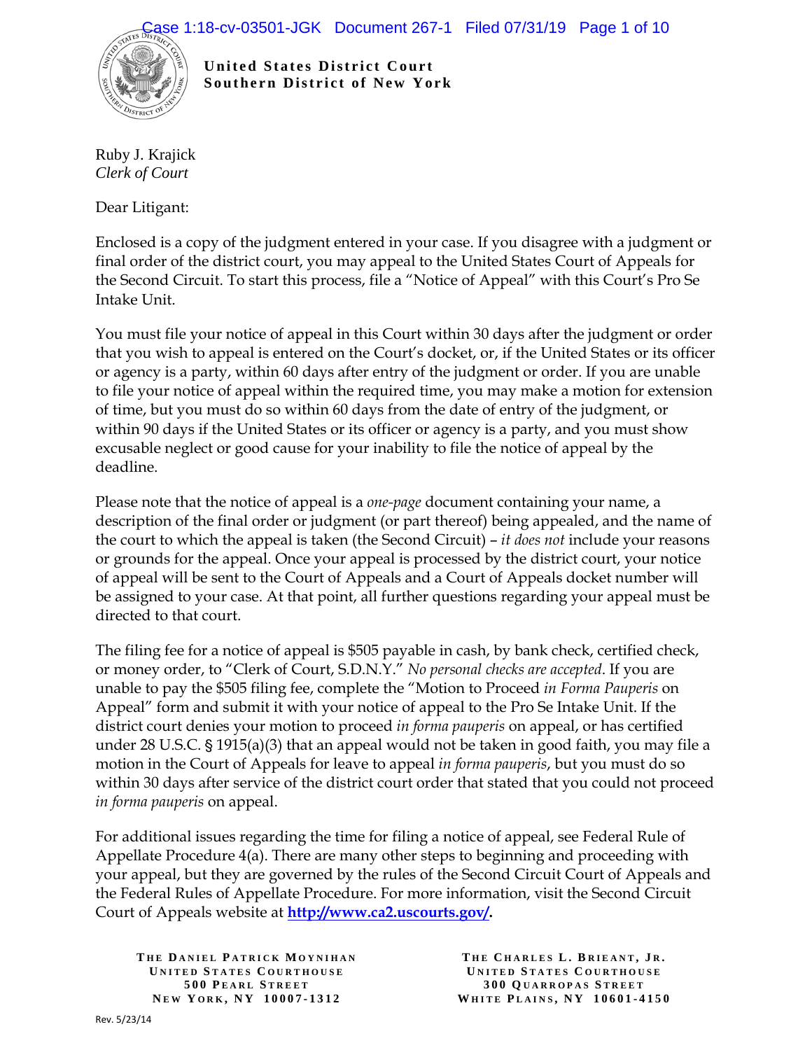**United States District Court**
**Southern District of New York**

Ruby J. Krajick
*Clerk of Court*

Dear Litigant:

Enclosed is a copy of the judgment entered in your case. If you disagree with a judgment or final order of the district court, you may appeal to the United States Court of Appeals for the Second Circuit. To start this process, file a "Notice of Appeal" with this Court's Pro Se Intake Unit.

You must file your notice of appeal in this Court within 30 days after the judgment or order that you wish to appeal is entered on the Court's docket, or, if the United States or its officer or agency is a party, within 60 days after entry of the judgment or order. If you are unable to file your notice of appeal within the required time, you may make a motion for extension of time, but you must do so within 60 days from the date of entry of the judgment, or within 90 days if the United States or its officer or agency is a party, and you must show excusable neglect or good cause for your inability to file the notice of appeal by the deadline.

Please note that the notice of appeal is a *one-page* document containing your name, a description of the final order or judgment (or part thereof) being appealed, and the name of the court to which the appeal is taken (the Second Circuit) – *it does not* include your reasons or grounds for the appeal. Once your appeal is processed by the district court, your notice of appeal will be sent to the Court of Appeals and a Court of Appeals docket number will be assigned to your case. At that point, all further questions regarding your appeal must be directed to that court.

The filing fee for a notice of appeal is $505 payable in cash, by bank check, certified check, or money order, to "Clerk of Court, S.D.N.Y." *No personal checks are accepted*. If you are unable to pay the $505 filing fee, complete the "Motion to Proceed *in Forma Pauperis* on Appeal" form and submit it with your notice of appeal to the Pro Se Intake Unit. If the district court denies your motion to proceed *in forma pauperis* on appeal, or has certified under 28 U.S.C. § 1915(a)(3) that an appeal would not be taken in good faith, you may file a motion in the Court of Appeals for leave to appeal *in forma pauperis*, but you must do so within 30 days after service of the district court order that stated that you could not proceed *in forma pauperis* on appeal.

For additional issues regarding the time for filing a notice of appeal, see Federal Rule of Appellate Procedure 4(a). There are many other steps to beginning and proceeding with your appeal, but they are governed by the rules of the Second Circuit Court of Appeals and the Federal Rules of Appellate Procedure. For more information, visit the Second Circuit Court of Appeals website at **http://www.ca2.uscourts.gov/.**

THE DANIEL PATRICK MOYNIHAN
UNITED STATES COURTHOUSE
500 PEARL STREET
NEW YORK, NY 10007-1312

THE CHARLES L. BRIEANT, JR.
UNITED STATES COURTHOUSE
300 QUARROPAS STREET
WHITE PLAINS, NY 10601-4150

Rev. 5/23/14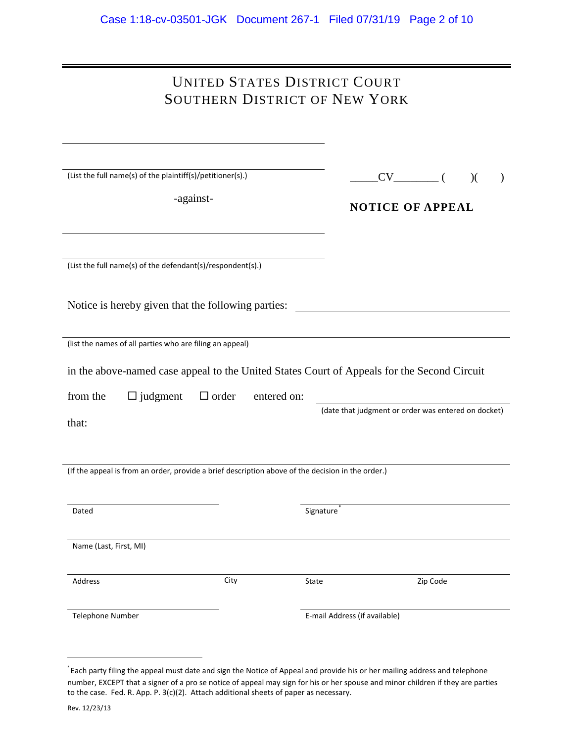# UNITED STATES DISTRICT COURT
# SOUTHERN DISTRICT OF NEW YORK

\_\_\_\_\_\_\_\_\_\_\_\_\_\_\_\_\_\_\_\_\_\_\_\_\_\_\_\_\_\_\_\_\_\_\_\_\_\_\_\_

\_\_\_\_\_\_\_\_\_\_\_\_\_\_\_\_\_\_\_\_\_\_\_\_\_\_\_\_\_\_\_\_\_\_\_\_\_\_\_\_

(List the full name(s) of the plaintiff(s)/petitioner(s).)

-against-

\_\_\_\_\_\_\_\_\_\_\_\_\_\_\_\_\_\_\_\_\_\_\_\_\_\_\_\_\_\_\_\_\_\_\_\_\_\_\_\_

\_\_\_\_\_\_\_\_\_\_\_\_\_\_\_\_\_\_\_\_\_\_\_\_\_\_\_\_\_\_\_\_\_\_\_\_\_\_\_\_

(List the full name(s) of the defendant(s)/respondent(s).)

\_\_\_\_\_CV\_\_\_\_\_\_\_\_ (     )(     )

**NOTICE OF APPEAL**

Notice is hereby given that the following parties: \_\_\_\_\_\_\_\_\_\_\_\_\_\_\_\_\_\_\_\_\_\_\_\_\_\_\_\_\_\_

\_\_\_\_\_\_\_\_\_\_\_\_\_\_\_\_\_\_\_\_\_\_\_\_\_\_\_\_\_\_\_\_\_\_\_\_\_\_\_\_\_\_\_\_\_\_\_\_\_\_\_\_\_\_\_\_\_\_\_\_\_\_\_\_\_\_\_\_

(list the names of all parties who are filing an appeal)

in the above-named case appeal to the United States Court of Appeals for the Second Circuit

from the ☐ judgment ☐ order entered on: \_\_\_\_\_\_\_\_\_\_\_\_\_\_\_\_\_\_\_\_\_\_\_\_\_\_\_\_\_\_

(date that judgment or order was entered on docket)

that: \_\_\_\_\_\_\_\_\_\_\_\_\_\_\_\_\_\_\_\_\_\_\_\_\_\_\_\_\_\_\_\_\_\_\_\_\_\_\_\_\_\_\_\_\_\_\_\_\_\_\_\_\_\_\_\_\_\_\_\_\_\_\_\_

\_\_\_\_\_\_\_\_\_\_\_\_\_\_\_\_\_\_\_\_\_\_\_\_\_\_\_\_\_\_\_\_\_\_\_\_\_\_\_\_\_\_\_\_\_\_\_\_\_\_\_\_\_\_\_\_\_\_\_\_\_\_\_\_\_\_\_\_

(If the appeal is from an order, provide a brief description above of the decision in the order.)

| | |
|---|---|
| Dated | Signature* |
| Name (Last, First, MI) | |
| Address / City | State / Zip Code |
| Telephone Number | E-mail Address (if available) |

\* Each party filing the appeal must date and sign the Notice of Appeal and provide his or her mailing address and telephone number, EXCEPT that a signer of a pro se notice of appeal may sign for his or her spouse and minor children if they are parties to the case. Fed. R. App. P. 3(c)(2). Attach additional sheets of paper as necessary.

Rev. 12/23/13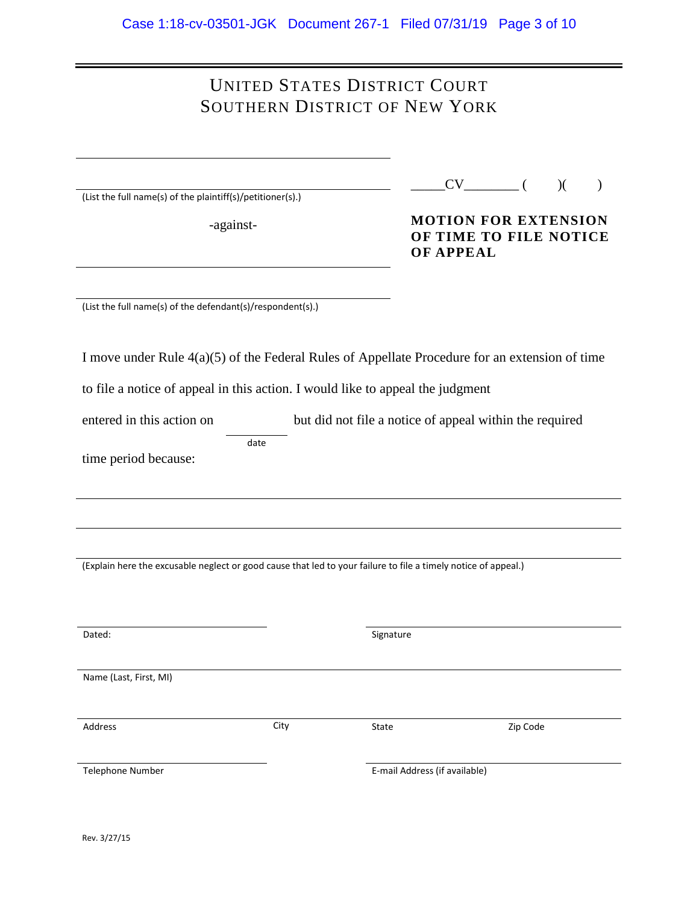# UNITED STATES DISTRICT COURT
# SOUTHERN DISTRICT OF NEW YORK

_____________________________________________

_____________________________________________

(List the full name(s) of the plaintiff(s)/petitioner(s).)

-against-

_____________________________________________

_____________________________________________

(List the full name(s) of the defendant(s)/respondent(s).)

_____CV________ (    )(    )

**MOTION FOR EXTENSION OF TIME TO FILE NOTICE OF APPEAL**

I move under Rule 4(a)(5) of the Federal Rules of Appellate Procedure for an extension of time to file a notice of appeal in this action. I would like to appeal the judgment entered in this action on __________ (date) but did not file a notice of appeal within the required time period because:

_____________________________________________________________________________

_____________________________________________________________________________

_____________________________________________________________________________

(Explain here the excusable neglect or good cause that led to your failure to file a timely notice of appeal.)

| | |
|---|---|
| Dated: | Signature |

Name (Last, First, MI)

| | | | |
|---|---|---|---|
| Address | City | State | Zip Code |

| | |
|---|---|
| Telephone Number | E-mail Address (if available) |

Rev. 3/27/15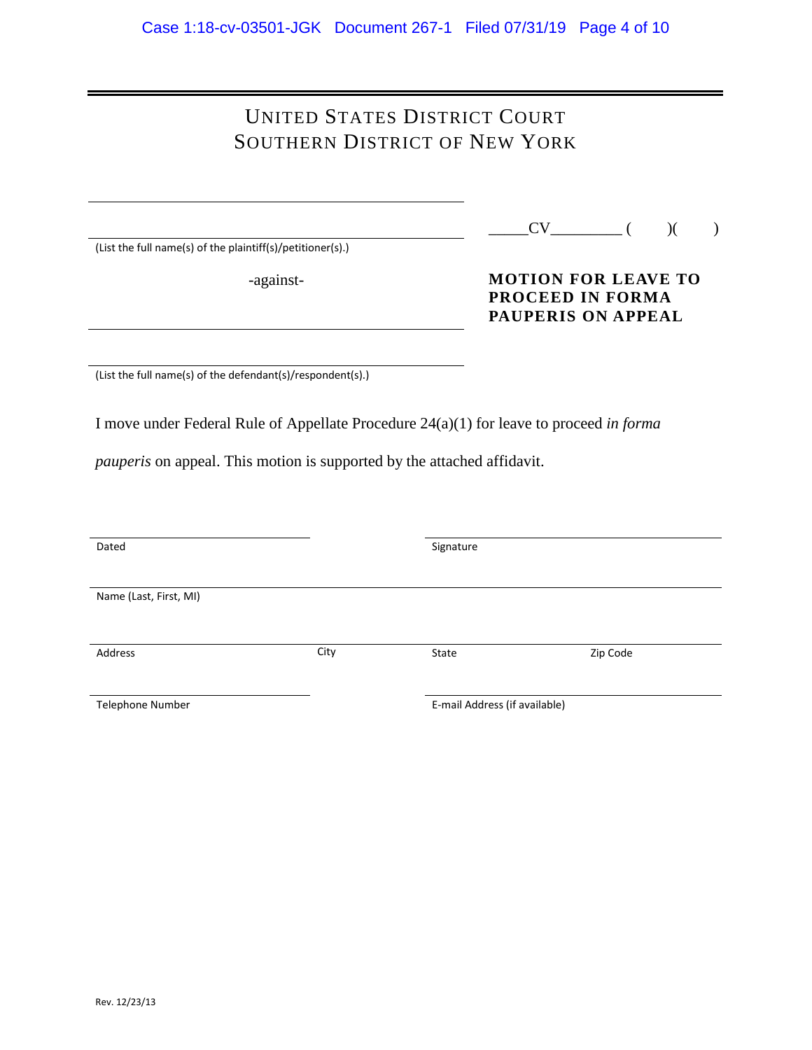UNITED STATES DISTRICT COURT
SOUTHERN DISTRICT OF NEW YORK

_______________________________________________

_______________________________________________
(List the full name(s) of the plaintiff(s)/petitioner(s).)

-against-

_______________________________________________

_______________________________________________
(List the full name(s) of the defendant(s)/respondent(s).)

_____CV_________ (   )(   )

**MOTION FOR LEAVE TO PROCEED IN FORMA PAUPERIS ON APPEAL**

I move under Federal Rule of Appellate Procedure 24(a)(1) for leave to proceed *in forma pauperis* on appeal. This motion is supported by the attached affidavit.

| | |
|---|---|
| Dated | Signature |

Name (Last, First, MI)

| | | | |
|---|---|---|---|
| Address | City | State | Zip Code |

| | |
|---|---|
| Telephone Number | E-mail Address (if available) |

Rev. 12/23/13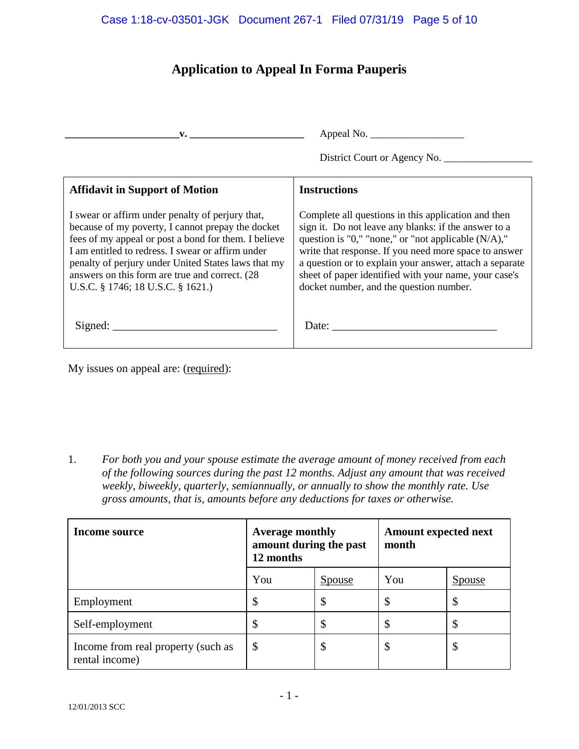# Application to Appeal In Forma Pauperis

______________________v. ______________________ Appeal No. __________________

District Court or Agency No. _________________

| Affidavit in Support of Motion | Instructions |
|---|---|
| I swear or affirm under penalty of perjury that, because of my poverty, I cannot prepay the docket fees of my appeal or post a bond for them. I believe I am entitled to redress. I swear or affirm under penalty of perjury under United States laws that my answers on this form are true and correct. (28 U.S.C. § 1746; 18 U.S.C. § 1621.) | Complete all questions in this application and then sign it. Do not leave any blanks: if the answer to a question is "0," "none," or "not applicable (N/A)," write that response. If you need more space to answer a question or to explain your answer, attach a separate sheet of paper identified with your name, your case's docket number, and the question number. |
| Signed: ______________________________ | Date: ______________________________ |

My issues on appeal are: (required):

1. *For both you and your spouse estimate the average amount of money received from each of the following sources during the past 12 months. Adjust any amount that was received weekly, biweekly, quarterly, semiannually, or annually to show the monthly rate. Use gross amounts, that is, amounts before any deductions for taxes or otherwise.*

| Income source | Average monthly amount during the past 12 months | | Amount expected next month | |
|---|---|---|---|---|
| | You | Spouse | You | Spouse |
| Employment | $ | $ | $ | $ |
| Self-employment | $ | $ | $ | $ |
| Income from real property (such as rental income) | $ | $ | $ | $ |

12/01/2013 SCC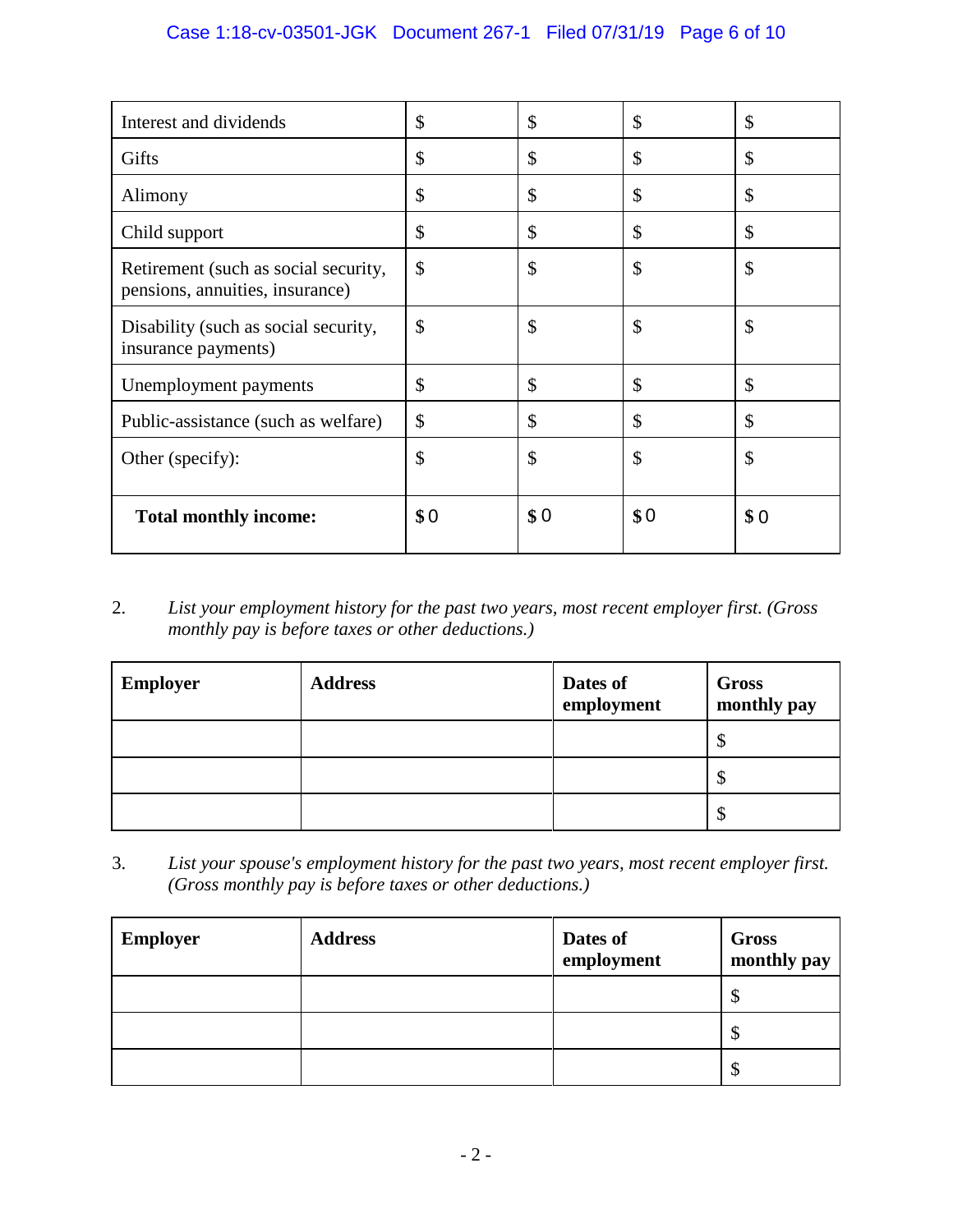| | | | | |
|---|---|---|---|---|
| Interest and dividends | $ | $ | $ | $ |
| Gifts | $ | $ | $ | $ |
| Alimony | $ | $ | $ | $ |
| Child support | $ | $ | $ | $ |
| Retirement (such as social security, pensions, annuities, insurance) | $ | $ | $ | $ |
| Disability (such as social security, insurance payments) | $ | $ | $ | $ |
| Unemployment payments | $ | $ | $ | $ |
| Public-assistance (such as welfare) | $ | $ | $ | $ |
| Other (specify): | $ | $ | $ | $ |
| **Total monthly income:** | $0 | $0 | $0 | $0 |

2. *List your employment history for the past two years, most recent employer first. (Gross monthly pay is before taxes or other deductions.)*

| **Employer** | **Address** | **Dates of employment** | **Gross monthly pay** |
|---|---|---|---|
| | | | $ |
| | | | $ |
| | | | $ |

3. *List your spouse's employment history for the past two years, most recent employer first. (Gross monthly pay is before taxes or other deductions.)*

| **Employer** | **Address** | **Dates of employment** | **Gross monthly pay** |
|---|---|---|---|
| | | | $ |
| | | | $ |
| | | | $ |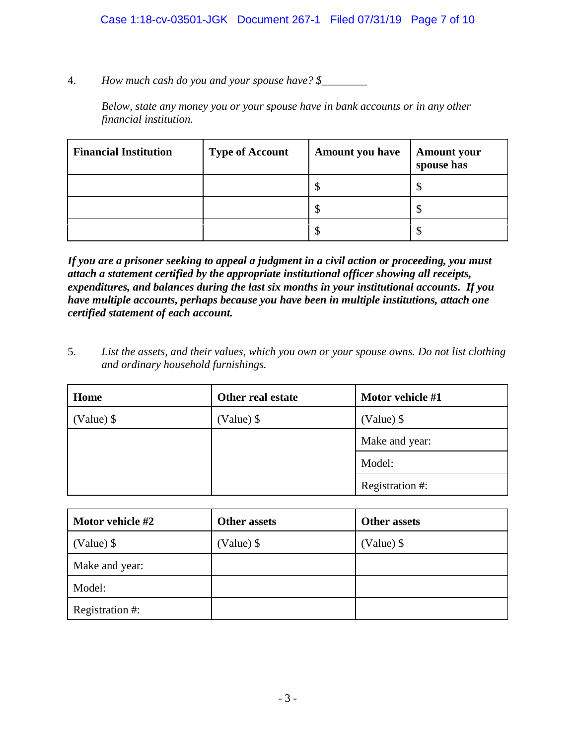4. *How much cash do you and your spouse have? $________*

*Below, state any money you or your spouse have in bank accounts or in any other financial institution.*

| Financial Institution | Type of Account | Amount you have | Amount your spouse has |
|---|---|---|---|
| | | $ | $ |
| | | $ | $ |
| | | $ | $ |

***If you are a prisoner seeking to appeal a judgment in a civil action or proceeding, you must attach a statement certified by the appropriate institutional officer showing all receipts, expenditures, and balances during the last six months in your institutional accounts. If you have multiple accounts, perhaps because you have been in multiple institutions, attach one certified statement of each account.***

5. *List the assets, and their values, which you own or your spouse owns. Do not list clothing and ordinary household furnishings.*

| Home | Other real estate | Motor vehicle #1 |
|---|---|---|
| (Value) $ | (Value) $ | (Value) $ |
| | | Make and year: |
| | | Model: |
| | | Registration #: |

| Motor vehicle #2 | Other assets | Other assets |
|---|---|---|
| (Value) $ | (Value) $ | (Value) $ |
| Make and year: | | |
| Model: | | |
| Registration #: | | |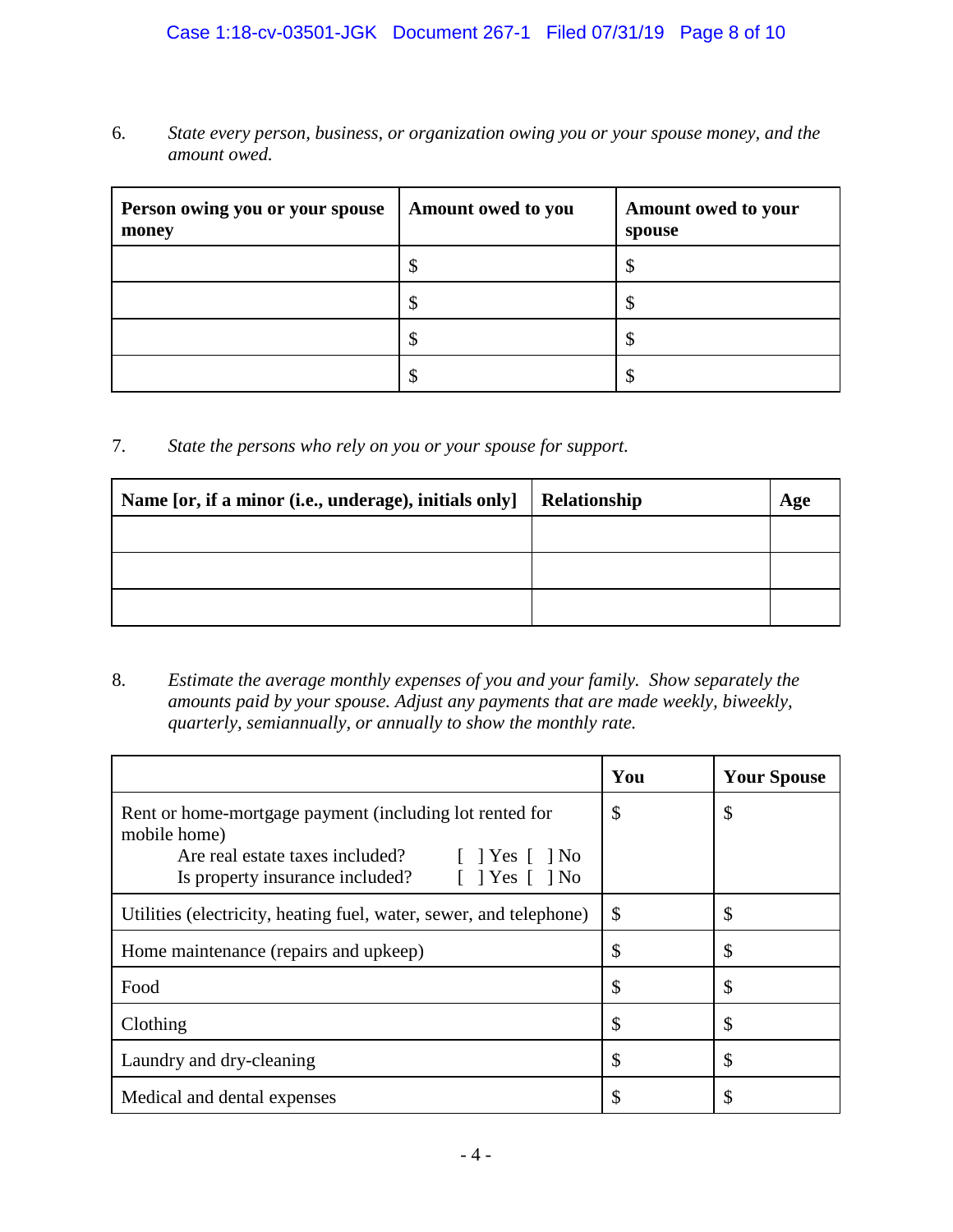6. *State every person, business, or organization owing you or your spouse money, and the amount owed.*

| Person owing you or your spouse money | Amount owed to you | Amount owed to your spouse |
|---|---|---|
| | $ | $ |
| | $ | $ |
| | $ | $ |
| | $ | $ |

7. *State the persons who rely on you or your spouse for support.*

| Name [or, if a minor (i.e., underage), initials only] | Relationship | Age |
|---|---|---|
| | | |
| | | |
| | | |

8. *Estimate the average monthly expenses of you and your family. Show separately the amounts paid by your spouse. Adjust any payments that are made weekly, biweekly, quarterly, semiannually, or annually to show the monthly rate.*

| | You | Your Spouse |
|---|---|---|
| Rent or home-mortgage payment (including lot rented for mobile home)<br>Are real estate taxes included? [ ] Yes [ ] No<br>Is property insurance included? [ ] Yes [ ] No | $ | $ |
| Utilities (electricity, heating fuel, water, sewer, and telephone) | $ | $ |
| Home maintenance (repairs and upkeep) | $ | $ |
| Food | $ | $ |
| Clothing | $ | $ |
| Laundry and dry-cleaning | $ | $ |
| Medical and dental expenses | $ | $ |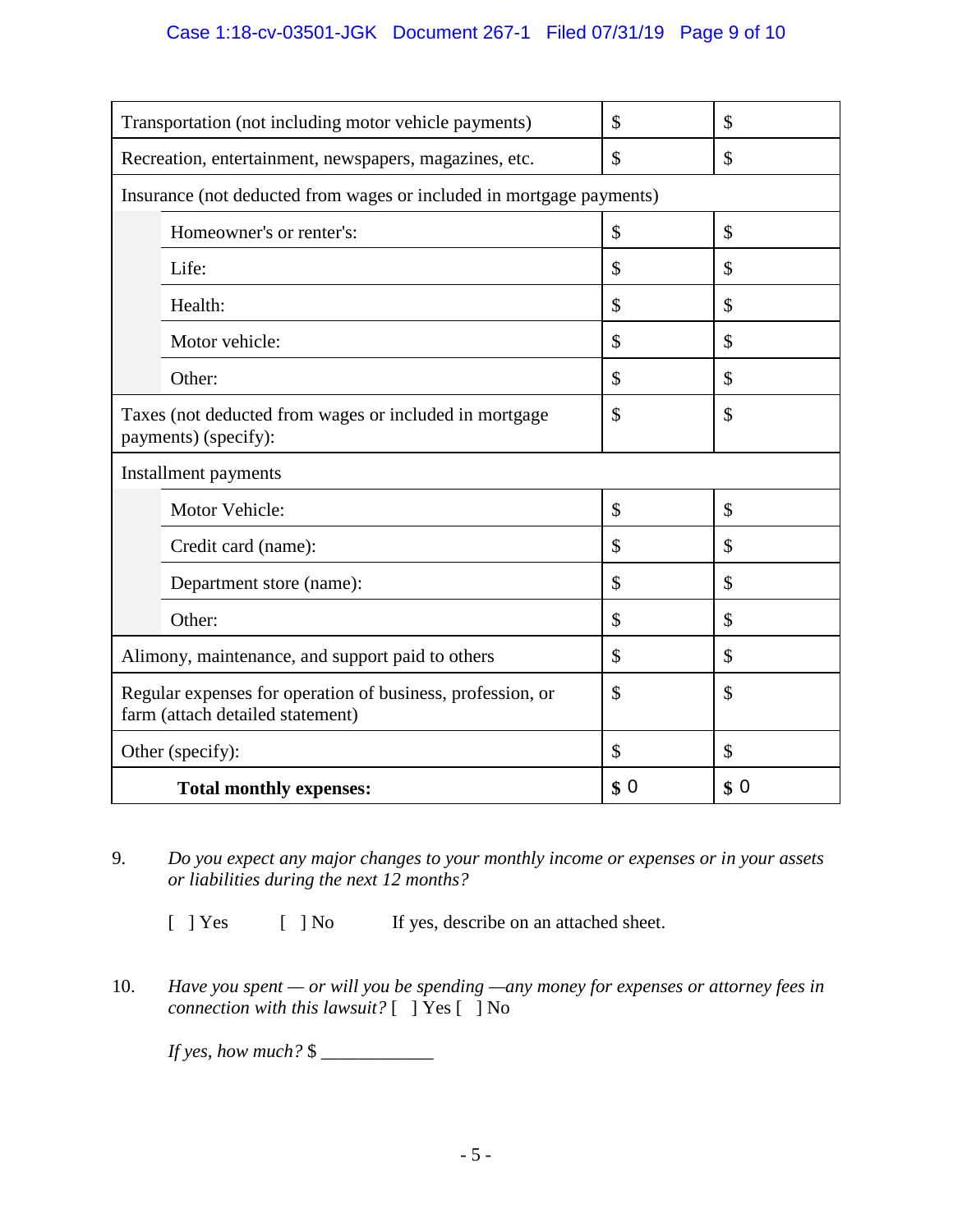| | | |
|---|---|---|
| Transportation (not including motor vehicle payments) | $ | $ |
| Recreation, entertainment, newspapers, magazines, etc. | $ | $ |
| Insurance (not deducted from wages or included in mortgage payments) | | |
| Homeowner's or renter's: | $ | $ |
| Life: | $ | $ |
| Health: | $ | $ |
| Motor vehicle: | $ | $ |
| Other: | $ | $ |
| Taxes (not deducted from wages or included in mortgage payments) (specify): | $ | $ |
| Installment payments | | |
| Motor Vehicle: | $ | $ |
| Credit card (name): | $ | $ |
| Department store (name): | $ | $ |
| Other: | $ | $ |
| Alimony, maintenance, and support paid to others | $ | $ |
| Regular expenses for operation of business, profession, or farm (attach detailed statement) | $ | $ |
| Other (specify): | $ | $ |
| **Total monthly expenses:** | **$** 0 | **$** 0 |

9. *Do you expect any major changes to your monthly income or expenses or in your assets or liabilities during the next 12 months?*

   [ ] Yes [ ] No If yes, describe on an attached sheet.

10. *Have you spent — or will you be spending —any money for expenses or attorney fees in connection with this lawsuit?* [ ] Yes [ ] No

    *If yes, how much?* $ ____________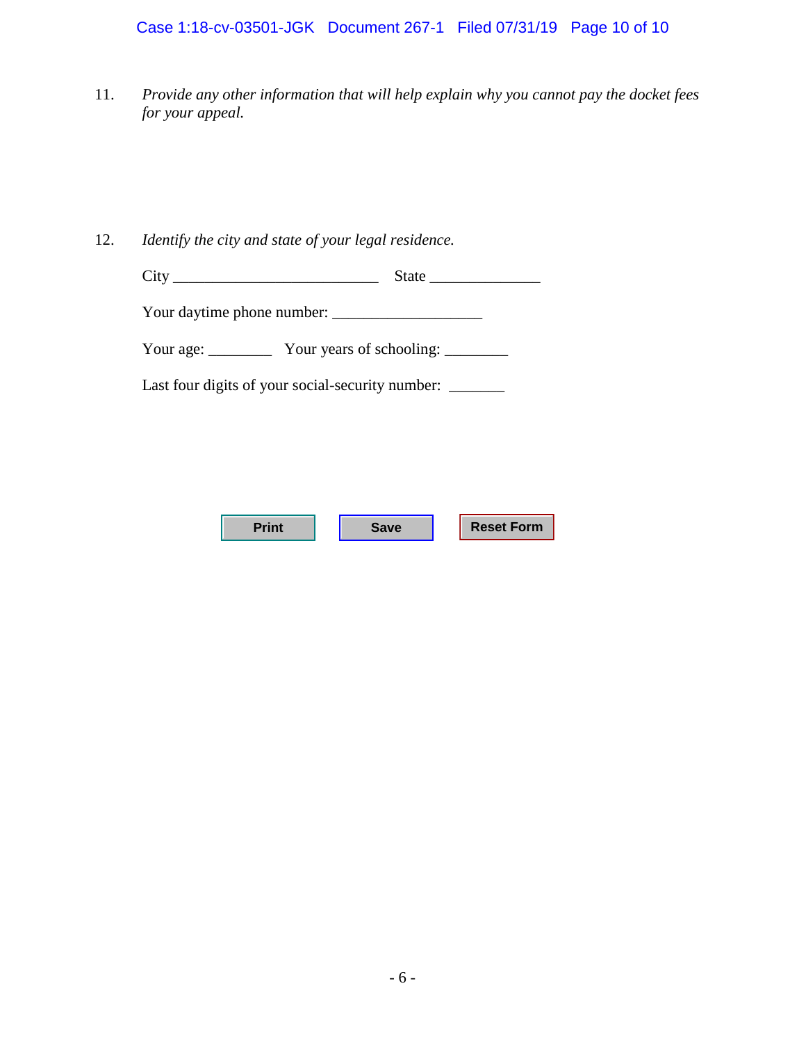11. *Provide any other information that will help explain why you cannot pay the docket fees for your appeal.*

12. *Identify the city and state of your legal residence.*

    City ___________________________ State _______________

    Your daytime phone number: ___________________

    Your age: ________ Your years of schooling: ________

    Last four digits of your social-security number: _______

Print Save Reset Form